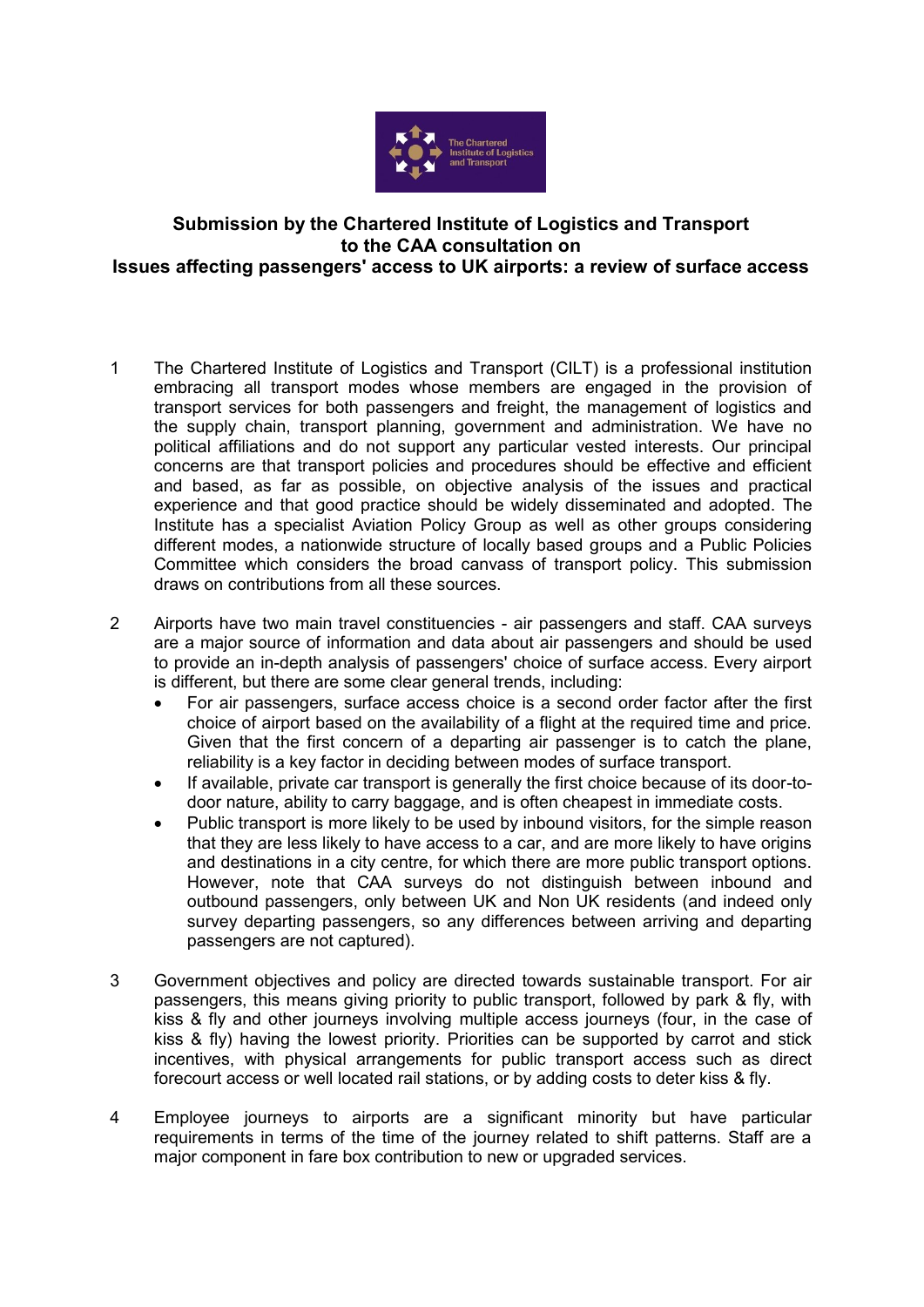**Submission by the Chartered Institute of Logistics and Transport to the CAA consultation on Issues affecting passengers' access to UK airports: a review of surface access**

1. The Chartered Institute of Logistics and Transport (CILT) is a professional institution embracing all transport modes whose members are engaged in the provision of transport services for both passengers and freight, the management of logistics and the supply chain, transport planning, government and administration. We have no political affiliations and do not support any particular vested interests. Our principal concerns are that transport policies and procedures should be effective and efficient and based, as far as possible, on objective analysis of the issues and practical experience and that good practice should be widely disseminated and adopted. The Institute has a specialist Aviation Policy Group as well as other groups considering different modes, a nationwide structure of locally based groups and a Public Policies Committee which considers the broad canvass of transport policy. This submission draws on contributions from all these sources.

2. Airports have two main travel constituencies - air passengers and staff. CAA surveys are a major source of information and data about air passengers and should be used to provide an in-depth analysis of passengers' choice of surface access. Every airport is different, but there are some clear general trends, including:
   - For air passengers, surface access choice is a second order factor after the first choice of airport based on the availability of a flight at the required time and price. Given that the first concern of a departing air passenger is to catch the plane, reliability is a key factor in deciding between modes of surface transport.
   - If available, private car transport is generally the first choice because of its door-to-door nature, ability to carry baggage, and is often cheapest in immediate costs.
   - Public transport is more likely to be used by inbound visitors, for the simple reason that they are less likely to have access to a car, and are more likely to have origins and destinations in a city centre, for which there are more public transport options. However, note that CAA surveys do not distinguish between inbound and outbound passengers, only between UK and Non UK residents (and indeed only survey departing passengers, so any differences between arriving and departing passengers are not captured).

3. Government objectives and policy are directed towards sustainable transport. For air passengers, this means giving priority to public transport, followed by park & fly, with kiss & fly and other journeys involving multiple access journeys (four, in the case of kiss & fly) having the lowest priority. Priorities can be supported by carrot and stick incentives, with physical arrangements for public transport access such as direct forecourt access or well located rail stations, or by adding costs to deter kiss & fly.

4. Employee journeys to airports are a significant minority but have particular requirements in terms of the time of the journey related to shift patterns. Staff are a major component in fare box contribution to new or upgraded services.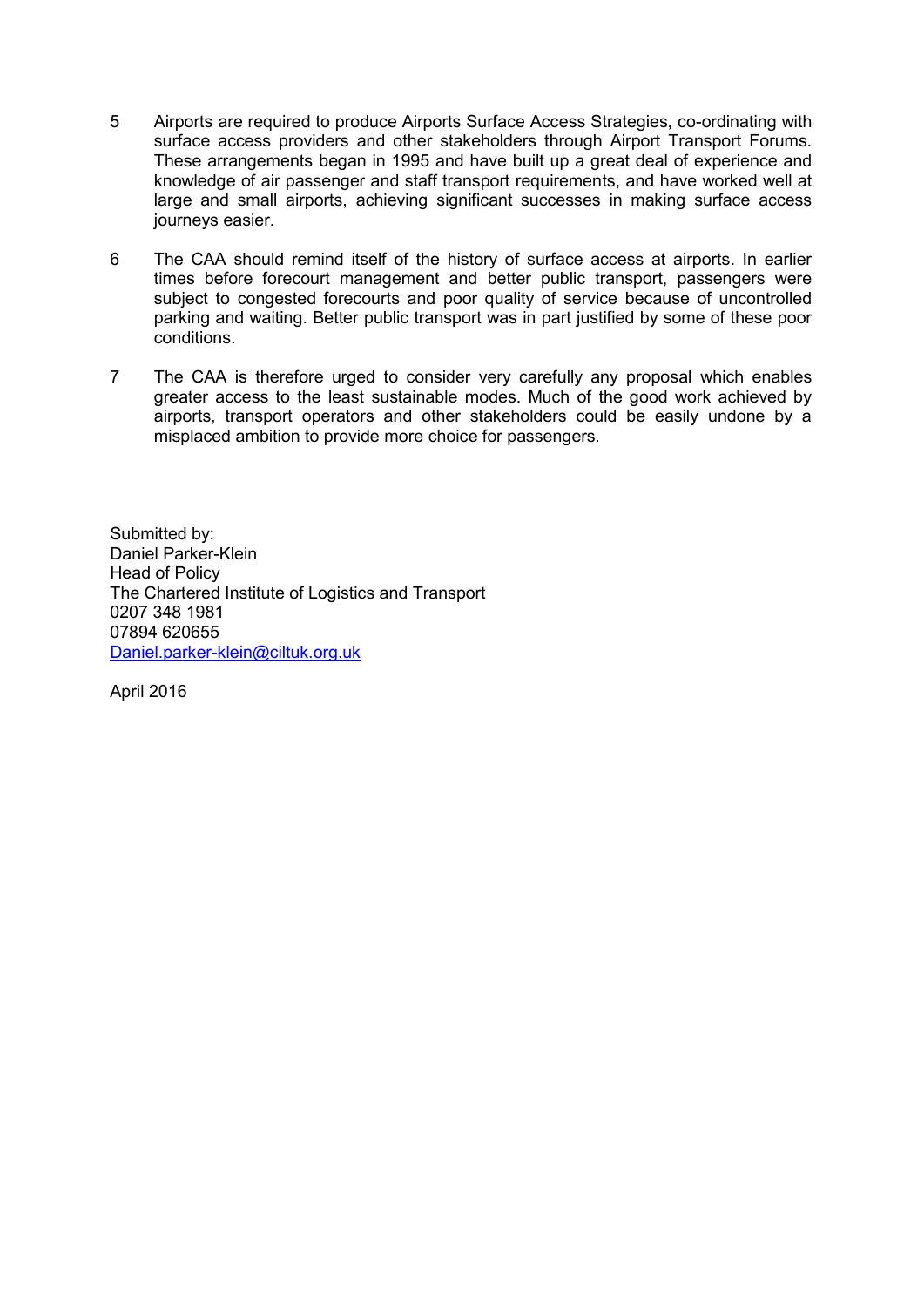5 Airports are required to produce Airports Surface Access Strategies, co-ordinating with surface access providers and other stakeholders through Airport Transport Forums. These arrangements began in 1995 and have built up a great deal of experience and knowledge of air passenger and staff transport requirements, and have worked well at large and small airports, achieving significant successes in making surface access journeys easier.

6 The CAA should remind itself of the history of surface access at airports. In earlier times before forecourt management and better public transport, passengers were subject to congested forecourts and poor quality of service because of uncontrolled parking and waiting. Better public transport was in part justified by some of these poor conditions.

7 The CAA is therefore urged to consider very carefully any proposal which enables greater access to the least sustainable modes. Much of the good work achieved by airports, transport operators and other stakeholders could be easily undone by a misplaced ambition to provide more choice for passengers.

Submitted by:
Daniel Parker-Klein
Head of Policy
The Chartered Institute of Logistics and Transport
0207 348 1981
07894 620655
Daniel.parker-klein@ciltuk.org.uk

April 2016